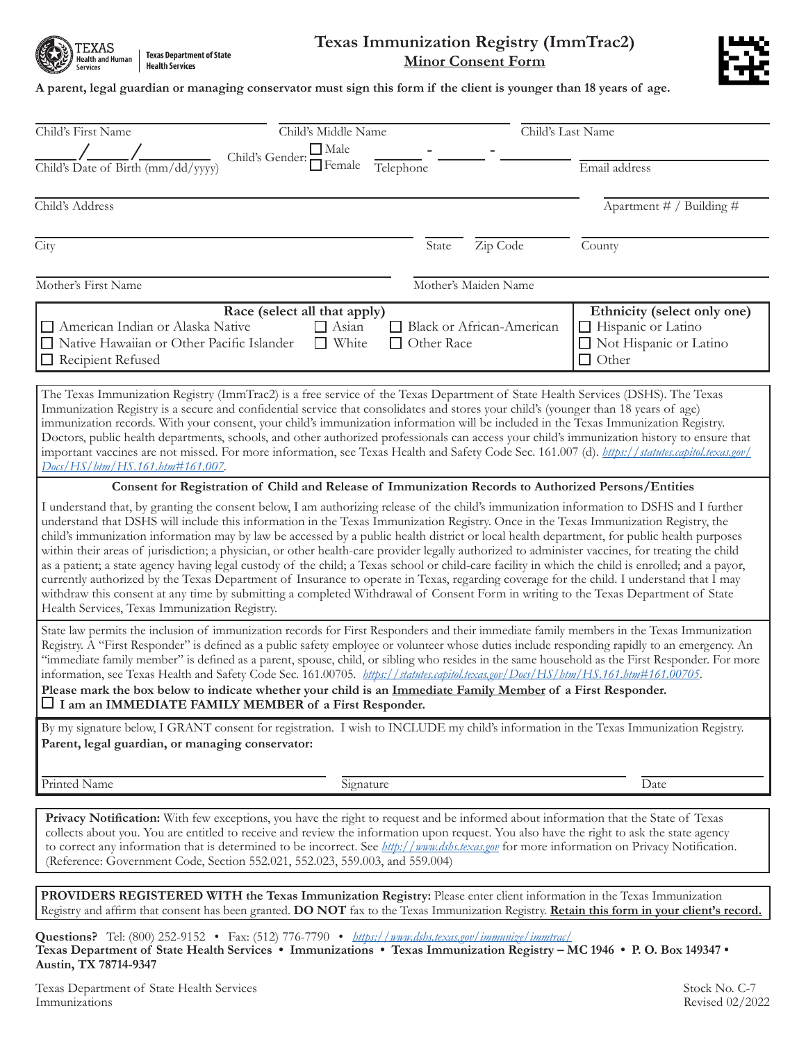Texas Health and Human Services | Texas Department of State Health Services

# Texas Immunization Registry (ImmTrac2)

## Minor Consent Form

**A parent, legal guardian or managing conservator must sign this form if the client is younger than 18 years of age.**

Child's First Name ____________ Child's Middle Name ____________ Child's Last Name ____________

____/____/________ Child's Date of Birth (mm/dd/yyyy) Child's Gender: ☐ Male ☐ Female ____-____-____ Telephone ____________ Email address

Child's Address ____________ Apartment # / Building # ____________

City ____________ State ____ Zip Code ____ County ____________

Mother's First Name ____________ Mother's Maiden Name ____________

| Race (select all that apply) | Ethnicity (select only one) |
|---|---|
| ☐ American Indian or Alaska Native ☐ Asian ☐ Black or African-American | ☐ Hispanic or Latino |
| ☐ Native Hawaiian or Other Pacific Islander ☐ White ☐ Other Race | ☐ Not Hispanic or Latino |
| ☐ Recipient Refused | ☐ Other |

The Texas Immunization Registry (ImmTrac2) is a free service of the Texas Department of State Health Services (DSHS). The Texas Immunization Registry is a secure and confidential service that consolidates and stores your child's (younger than 18 years of age) immunization records. With your consent, your child's immunization information will be included in the Texas Immunization Registry. Doctors, public health departments, schools, and other authorized professionals can access your child's immunization history to ensure that important vaccines are not missed. For more information, see Texas Health and Safety Code Sec. 161.007 (d). *https://statutes.capitol.texas.gov/Docs/HS/htm/HS.161.htm#161.007*.

**Consent for Registration of Child and Release of Immunization Records to Authorized Persons/Entities**

I understand that, by granting the consent below, I am authorizing release of the child's immunization information to DSHS and I further understand that DSHS will include this information in the Texas Immunization Registry. Once in the Texas Immunization Registry, the child's immunization information may by law be accessed by a public health district or local health department, for public health purposes within their areas of jurisdiction; a physician, or other health-care provider legally authorized to administer vaccines, for treating the child as a patient; a state agency having legal custody of the child; a Texas school or child-care facility in which the child is enrolled; and a payor, currently authorized by the Texas Department of Insurance to operate in Texas, regarding coverage for the child. I understand that I may withdraw this consent at any time by submitting a completed Withdrawal of Consent Form in writing to the Texas Department of State Health Services, Texas Immunization Registry.

State law permits the inclusion of immunization records for First Responders and their immediate family members in the Texas Immunization Registry. A "First Responder" is defined as a public safety employee or volunteer whose duties include responding rapidly to an emergency. An "immediate family member" is defined as a parent, spouse, child, or sibling who resides in the same household as the First Responder. For more information, see Texas Health and Safety Code Sec. 161.00705. *https://statutes.capitol.texas.gov/Docs/HS/htm/HS.161.htm#161.00705*.

**Please mark the box below to indicate whether your child is an Immediate Family Member of a First Responder.**

☐ **I am an IMMEDIATE FAMILY MEMBER of a First Responder.**

By my signature below, I GRANT consent for registration. I wish to INCLUDE my child's information in the Texas Immunization Registry.

**Parent, legal guardian, or managing conservator:**

Printed Name ____________ Signature ____________ Date ____________

**Privacy Notification:** With few exceptions, you have the right to request and be informed about information that the State of Texas collects about you. You are entitled to receive and review the information upon request. You also have the right to ask the state agency to correct any information that is determined to be incorrect. See *http://www.dshs.texas.gov* for more information on Privacy Notification. (Reference: Government Code, Section 552.021, 552.023, 559.003, and 559.004)

**PROVIDERS REGISTERED WITH the Texas Immunization Registry:** Please enter client information in the Texas Immunization Registry and affirm that consent has been granted. **DO NOT** fax to the Texas Immunization Registry. **Retain this form in your client's record.**

**Questions?** Tel: (800) 252-9152 • Fax: (512) 776-7790 • *https://www.dshs.texas.gov/immunize/immtrac/*

**Texas Department of State Health Services • Immunizations • Texas Immunization Registry – MC 1946 • P. O. Box 149347 • Austin, TX 78714-9347**

Texas Department of State Health Services
Immunizations

Stock No. C-7
Revised 02/2022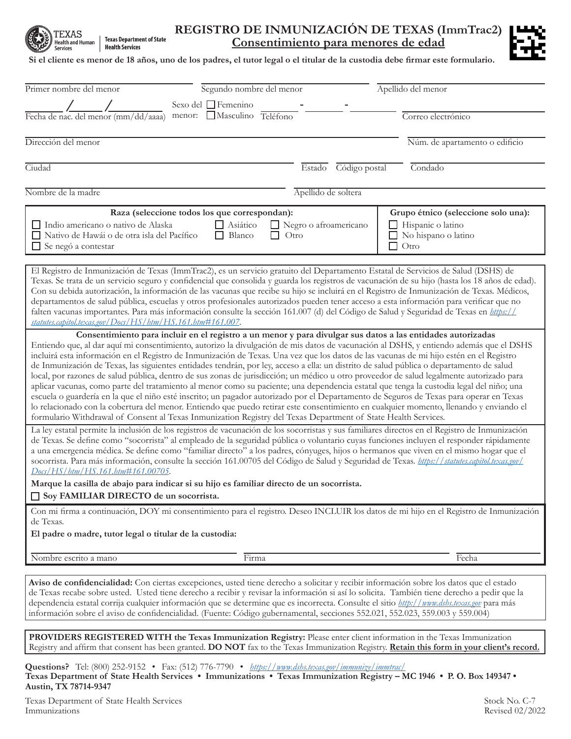Texas Health and Human Services | Texas Department of State Health Services

# REGISTRO DE INMUNIZACIÓN DE TEXAS (ImmTrac2)

## Consentimiento para menores de edad

**Si el cliente es menor de 18 años, uno de los padres, el tutor legal o el titular de la custodia debe firmar este formulario.**

Primer nombre del menor ____________ Segundo nombre del menor ____________ Apellido del menor ____________

Fecha de nac. del menor (mm/dd/aaaa) ____/____/________ Sexo del menor: ☐ Femenino ☐ Masculino Teléfono ____-____-____ Correo electrónico ____________

Dirección del menor ____________ Núm. de apartamento o edificio ____________

Ciudad ____________ Estado ____ Código postal ____ Condado ____________

Nombre de la madre ____________ Apellido de soltera ____________

| Raza (seleccione todos los que correspondan): | Grupo étnico (seleccione solo una): |
|---|---|
| ☐ Indio americano o nativo de Alaska ☐ Asiático ☐ Negro o afroamericano<br>☐ Nativo de Hawái o de otra isla del Pacífico ☐ Blanco ☐ Otro<br>☐ Se negó a contestar | ☐ Hispanic o latino<br>☐ No hispano o latino<br>☐ Otro |

El Registro de Inmunización de Texas (ImmTrac2), es un servicio gratuito del Departamento Estatal de Servicios de Salud (DSHS) de Texas. Se trata de un servicio seguro y confidencial que consolida y guarda los registros de vacunación de su hijo (hasta los 18 años de edad). Con su debida autorización, la información de las vacunas que recibe su hijo se incluirá en el Registro de Inmunización de Texas. Médicos, departamentos de salud pública, escuelas y otros profesionales autorizados pueden tener acceso a esta información para verificar que no falten vacunas importantes. Para más información consulte la sección 161.007 (d) del Código de Salud y Seguridad de Texas en *https://statutes.capitol.texas.gov/Docs/HS/htm/HS.161.htm#161.007*.

**Consentimiento para incluir en el registro a un menor y para divulgar sus datos a las entidades autorizadas**

Entiendo que, al dar aquí mi consentimiento, autorizo la divulgación de mis datos de vacunación al DSHS, y entiendo además que el DSHS incluirá esta información en el Registro de Inmunización de Texas. Una vez que los datos de las vacunas de mi hijo estén en el Registro de Inmunización de Texas, las siguientes entidades tendrán, por ley, acceso a ella: un distrito de salud pública o departamento de salud local, por razones de salud pública, dentro de sus zonas de jurisdicción; un médico u otro proveedor de salud legalmente autorizado para aplicar vacunas, como parte del tratamiento al menor como su paciente; una dependencia estatal que tenga la custodia legal del niño; una escuela o guardería en la que el niño esté inscrito; un pagador autorizado por el Departamento de Seguros de Texas para operar en Texas lo relacionado con la cobertura del menor. Entiendo que puedo retirar este consentimiento en cualquier momento, llenando y enviando el formulario Withdrawal of Consent al Texas Inmunization Registry del Texas Department of State Health Services.

La ley estatal permite la inclusión de los registros de vacunación de los socorristas y sus familiares directos en el Registro de Inmunización de Texas. Se define como "socorrista" al empleado de la seguridad pública o voluntario cuyas funciones incluyen el responder rápidamente a una emergencia médica. Se define como "familiar directo" a los padres, cónyuges, hijos o hermanos que viven en el mismo hogar que el socorrista. Para más información, consulte la sección 161.00705 del Código de Salud y Seguridad de Texas. *https://statutes.capitol.texas.gov/Docs/HS/htm/HS.161.htm#161.00705*.

**Marque la casilla de abajo para indicar si su hijo es familiar directo de un socorrista.**

☐ **Soy FAMILIAR DIRECTO de un socorrista.**

Con mi firma a continuación, DOY mi consentimiento para el registro. Deseo INCLUIR los datos de mi hijo en el Registro de Inmunización de Texas.

**El padre o madre, tutor legal o titular de la custodia:**

Nombre escrito a mano ____________ Firma ____________ Fecha ____________

**Aviso de confidencialidad:** Con ciertas excepciones, usted tiene derecho a solicitar y recibir información sobre los datos que el estado de Texas recabe sobre usted. Usted tiene derecho a recibir y revisar la información si así lo solicita. También tiene derecho a pedir que la dependencia estatal corrija cualquier información que se determine que es incorrecta. Consulte el sitio *http://www.dshs.texas.gov* para más información sobre el aviso de confidencialidad. (Fuente: Código gubernamental, secciones 552.021, 552.023, 559.003 y 559.004)

**PROVIDERS REGISTERED WITH the Texas Immunization Registry:** Please enter client information in the Texas Immunization Registry and affirm that consent has been granted. **DO NOT** fax to the Texas Immunization Registry. **Retain this form in your client's record.**

**Questions?** Tel: (800) 252-9152 • Fax: (512) 776-7790 • *https://www.dshs.texas.gov/immunize/immtrac/*

**Texas Department of State Health Services • Immunizations • Texas Immunization Registry – MC 1946 • P. O. Box 149347 • Austin, TX 78714-9347**

Texas Department of State Health Services
Immunizations

Stock No. C-7
Revised 02/2022